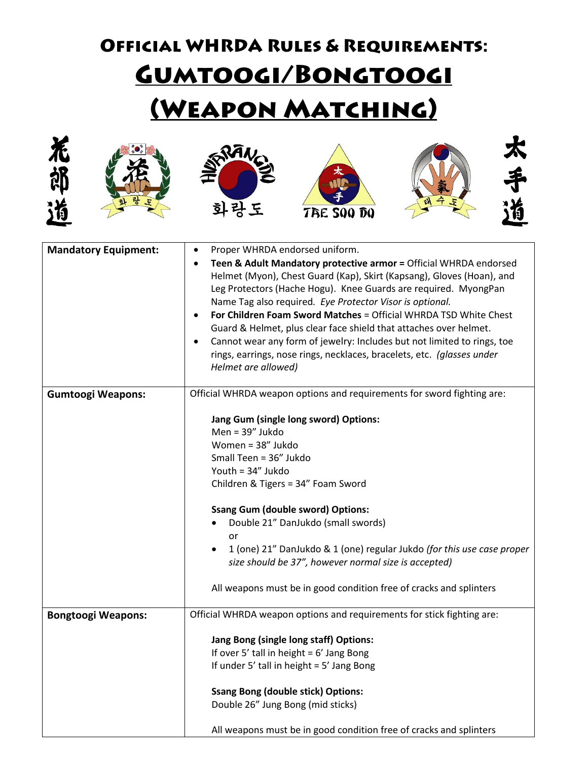# Official WHRDA Rules & Requirements:

# Gumtoogi/Bongtoogi (Weapon Matching)

花郎道 화랑도 HWARANGDO 화랑도 太手 TAE SOO DO 태수도 太手道

| | |
|---|---|
| **Mandatory Equipment:** | • Proper WHRDA endorsed uniform.<br>• **Teen & Adult Mandatory protective armor =** Official WHRDA endorsed Helmet (Myon), Chest Guard (Kap), Skirt (Kapsang), Gloves (Hoan), and Leg Protectors (Hache Hogu). Knee Guards are required. MyongPan Name Tag also required. *Eye Protector Visor is optional.*<br>• **For Children Foam Sword Matches** = Official WHRDA TSD White Chest Guard & Helmet, plus clear face shield that attaches over helmet.<br>• Cannot wear any form of jewelry: Includes but not limited to rings, toe rings, earrings, nose rings, necklaces, bracelets, etc. *(glasses under Helmet are allowed)* |
| **Gumtoogi Weapons:** | Official WHRDA weapon options and requirements for sword fighting are:<br><br>**Jang Gum (single long sword) Options:**<br>Men = 39" Jukdo<br>Women = 38" Jukdo<br>Small Teen = 36" Jukdo<br>Youth = 34" Jukdo<br>Children & Tigers = 34" Foam Sword<br><br>**Ssang Gum (double sword) Options:**<br>• Double 21" DanJukdo (small swords)<br>or<br>• 1 (one) 21" DanJukdo & 1 (one) regular Jukdo *(for this use case proper size should be 37", however normal size is accepted)*<br><br>All weapons must be in good condition free of cracks and splinters |
| **Bongtoogi Weapons:** | Official WHRDA weapon options and requirements for stick fighting are:<br><br>**Jang Bong (single long staff) Options:**<br>If over 5' tall in height = 6' Jang Bong<br>If under 5' tall in height = 5' Jang Bong<br><br>**Ssang Bong (double stick) Options:**<br>Double 26" Jung Bong (mid sticks)<br><br>All weapons must be in good condition free of cracks and splinters |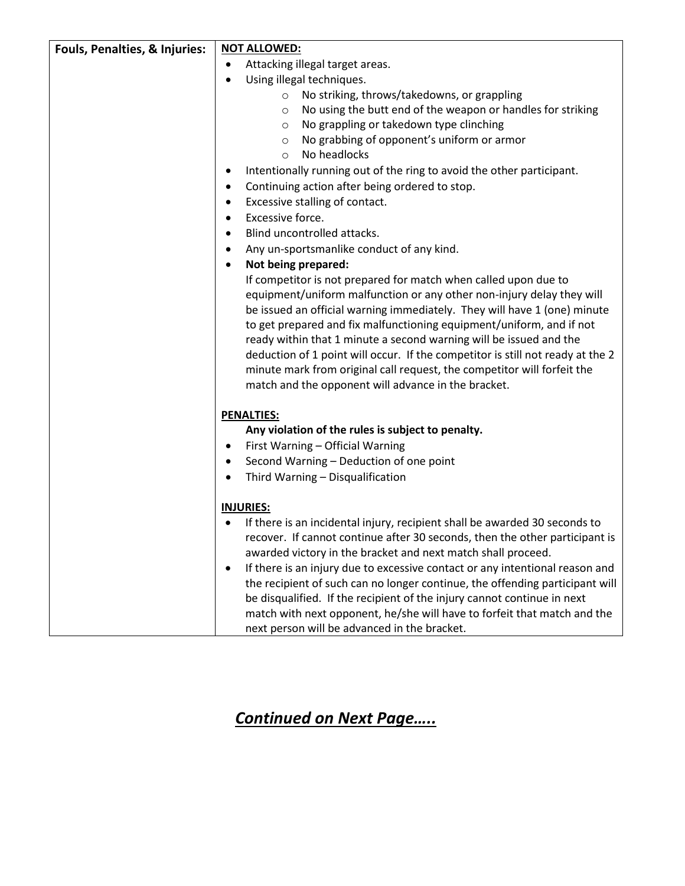| Fouls, Penalties, & Injuries: | **NOT ALLOWED:**<br>• Attacking illegal target areas.<br>• Using illegal techniques.<br>&nbsp;&nbsp;&nbsp;&nbsp;○ No striking, throws/takedowns, or grappling<br>&nbsp;&nbsp;&nbsp;&nbsp;○ No using the butt end of the weapon or handles for striking<br>&nbsp;&nbsp;&nbsp;&nbsp;○ No grappling or takedown type clinching<br>&nbsp;&nbsp;&nbsp;&nbsp;○ No grabbing of opponent's uniform or armor<br>&nbsp;&nbsp;&nbsp;&nbsp;○ No headlocks<br>• Intentionally running out of the ring to avoid the other participant.<br>• Continuing action after being ordered to stop.<br>• Excessive stalling of contact.<br>• Excessive force.<br>• Blind uncontrolled attacks.<br>• Any un-sportsmanlike conduct of any kind.<br>• **Not being prepared:**<br>If competitor is not prepared for match when called upon due to equipment/uniform malfunction or any other non-injury delay they will be issued an official warning immediately. They will have 1 (one) minute to get prepared and fix malfunctioning equipment/uniform, and if not ready within that 1 minute a second warning will be issued and the deduction of 1 point will occur. If the competitor is still not ready at the 2 minute mark from original call request, the competitor will forfeit the match and the opponent will advance in the bracket.<br><br>**PENALTIES:**<br>**Any violation of the rules is subject to penalty.**<br>• First Warning – Official Warning<br>• Second Warning – Deduction of one point<br>• Third Warning – Disqualification<br><br>**INJURIES:**<br>• If there is an incidental injury, recipient shall be awarded 30 seconds to recover. If cannot continue after 30 seconds, then the other participant is awarded victory in the bracket and next match shall proceed.<br>• If there is an injury due to excessive contact or any intentional reason and the recipient of such can no longer continue, the offending participant will be disqualified. If the recipient of the injury cannot continue in next match with next opponent, he/she will have to forfeit that match and the next person will be advanced in the bracket. |
|---|---|

***Continued on Next Page…..***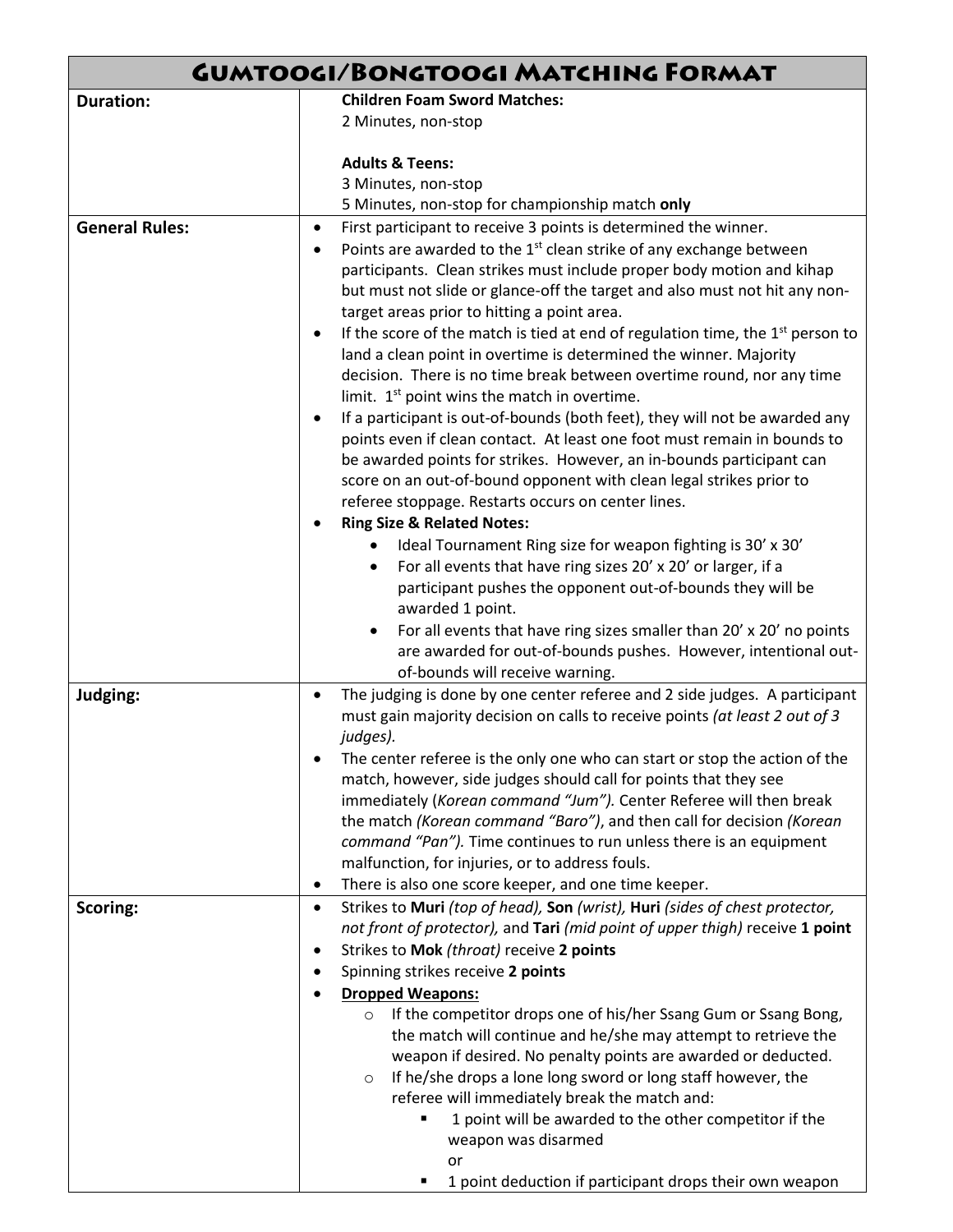| Gumtoogi/Bongtoogi Matching Format | |
|---|---|
| **Duration:** | **Children Foam Sword Matches:**<br>2 Minutes, non-stop<br><br>**Adults & Teens:**<br>3 Minutes, non-stop<br>5 Minutes, non-stop for championship match **only** |
| **General Rules:** | • First participant to receive 3 points is determined the winner.<br>• Points are awarded to the 1st clean strike of any exchange between participants. Clean strikes must include proper body motion and kihap but must not slide or glance-off the target and also must not hit any non-target areas prior to hitting a point area.<br>• If the score of the match is tied at end of regulation time, the 1st person to land a clean point in overtime is determined the winner. Majority decision. There is no time break between overtime round, nor any time limit. 1st point wins the match in overtime.<br>• If a participant is out-of-bounds (both feet), they will not be awarded any points even if clean contact. At least one foot must remain in bounds to be awarded points for strikes. However, an in-bounds participant can score on an out-of-bound opponent with clean legal strikes prior to referee stoppage. Restarts occurs on center lines.<br>• **Ring Size & Related Notes:**<br>&nbsp;&nbsp;&nbsp;&nbsp;• Ideal Tournament Ring size for weapon fighting is 30' x 30'<br>&nbsp;&nbsp;&nbsp;&nbsp;• For all events that have ring sizes 20' x 20' or larger, if a participant pushes the opponent out-of-bounds they will be awarded 1 point.<br>&nbsp;&nbsp;&nbsp;&nbsp;• For all events that have ring sizes smaller than 20' x 20' no points are awarded for out-of-bounds pushes. However, intentional out-of-bounds will receive warning. |
| **Judging:** | • The judging is done by one center referee and 2 side judges. A participant must gain majority decision on calls to receive points *(at least 2 out of 3 judges).*<br>• The center referee is the only one who can start or stop the action of the match, however, side judges should call for points that they see immediately (*Korean command "Jum").* Center Referee will then break the match *(Korean command "Baro")*, and then call for decision *(Korean command "Pan").* Time continues to run unless there is an equipment malfunction, for injuries, or to address fouls.<br>• There is also one score keeper, and one time keeper. |
| **Scoring:** | • Strikes to **Muri** *(top of head),* **Son** *(wrist),* **Huri** *(sides of chest protector, not front of protector),* and **Tari** *(mid point of upper thigh)* receive **1 point**<br>• Strikes to **Mok** *(throat)* receive **2 points**<br>• Spinning strikes receive **2 points**<br>• **Dropped Weapons:**<br>&nbsp;&nbsp;&nbsp;&nbsp;o If the competitor drops one of his/her Ssang Gum or Ssang Bong, the match will continue and he/she may attempt to retrieve the weapon if desired. No penalty points are awarded or deducted.<br>&nbsp;&nbsp;&nbsp;&nbsp;o If he/she drops a lone long sword or long staff however, the referee will immediately break the match and:<br>&nbsp;&nbsp;&nbsp;&nbsp;&nbsp;&nbsp;&nbsp;&nbsp;▪ 1 point will be awarded to the other competitor if the weapon was disarmed<br>&nbsp;&nbsp;&nbsp;&nbsp;&nbsp;&nbsp;&nbsp;&nbsp;or<br>&nbsp;&nbsp;&nbsp;&nbsp;&nbsp;&nbsp;&nbsp;&nbsp;▪ 1 point deduction if participant drops their own weapon |